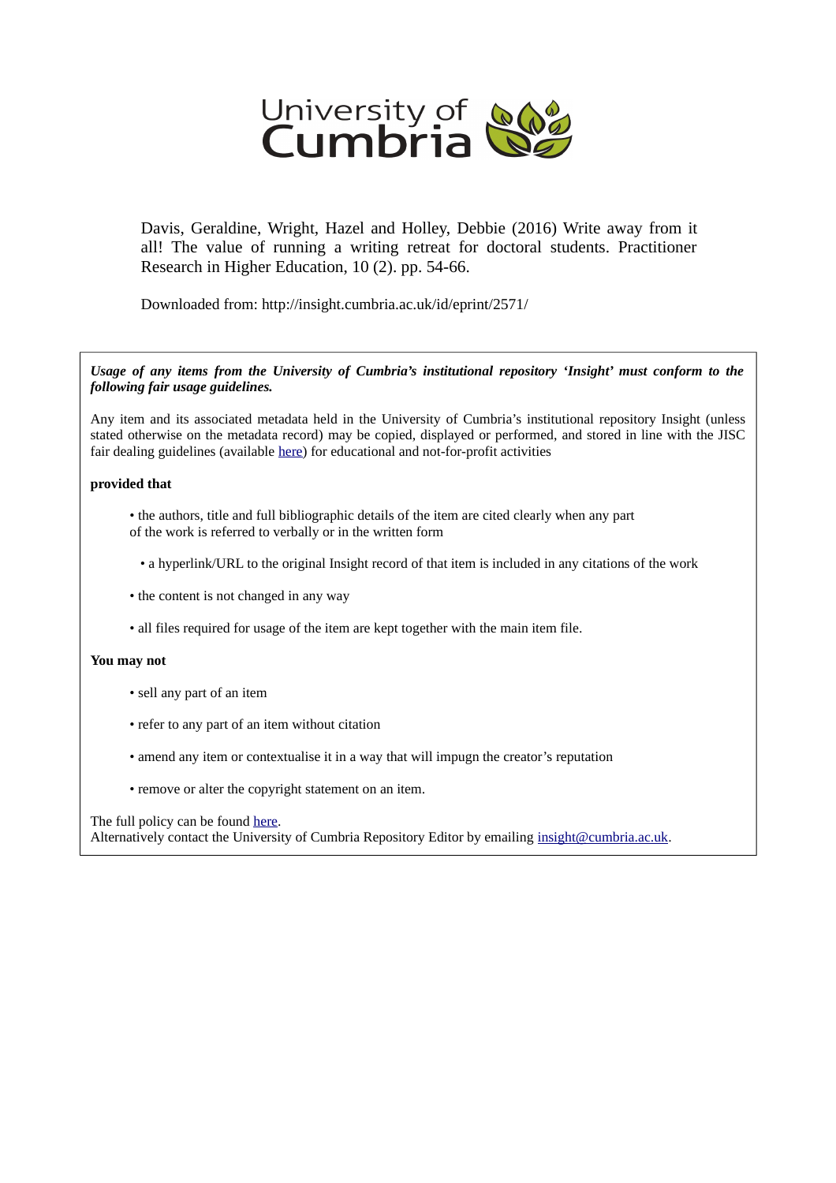University of Cumbria

Davis, Geraldine, Wright, Hazel and Holley, Debbie (2016) Write away from it all! The value of running a writing retreat for doctoral students. Practitioner Research in Higher Education, 10 (2). pp. 54-66.

Downloaded from: http://insight.cumbria.ac.uk/id/eprint/2571/

***Usage of any items from the University of Cumbria's institutional repository 'Insight' must conform to the following fair usage guidelines.***

Any item and its associated metadata held in the University of Cumbria's institutional repository Insight (unless stated otherwise on the metadata record) may be copied, displayed or performed, and stored in line with the JISC fair dealing guidelines (available here) for educational and not-for-profit activities

**provided that**

- the authors, title and full bibliographic details of the item are cited clearly when any part of the work is referred to verbally or in the written form
- a hyperlink/URL to the original Insight record of that item is included in any citations of the work
- the content is not changed in any way
- all files required for usage of the item are kept together with the main item file.

**You may not**

- sell any part of an item
- refer to any part of an item without citation
- amend any item or contextualise it in a way that will impugn the creator's reputation
- remove or alter the copyright statement on an item.

The full policy can be found here.
Alternatively contact the University of Cumbria Repository Editor by emailing insight@cumbria.ac.uk.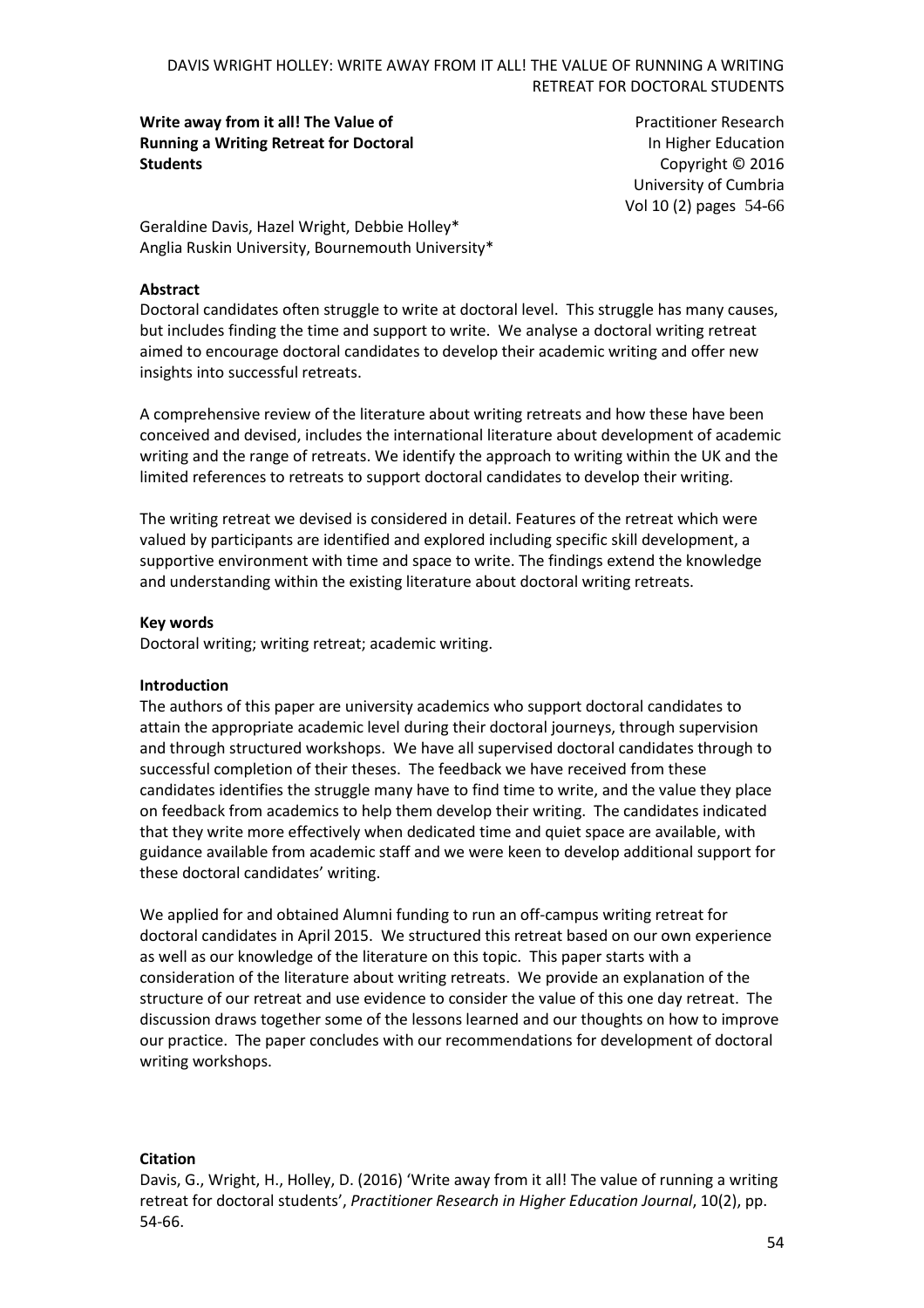**Write away from it all! The Value of Running a Writing Retreat for Doctoral Students**

Practitioner Research In Higher Education
Copyright © 2016
University of Cumbria
Vol 10 (2) pages 54-66

Geraldine Davis, Hazel Wright, Debbie Holley*
Anglia Ruskin University, Bournemouth University*

**Abstract**

Doctoral candidates often struggle to write at doctoral level. This struggle has many causes, but includes finding the time and support to write. We analyse a doctoral writing retreat aimed to encourage doctoral candidates to develop their academic writing and offer new insights into successful retreats.

A comprehensive review of the literature about writing retreats and how these have been conceived and devised, includes the international literature about development of academic writing and the range of retreats. We identify the approach to writing within the UK and the limited references to retreats to support doctoral candidates to develop their writing.

The writing retreat we devised is considered in detail. Features of the retreat which were valued by participants are identified and explored including specific skill development, a supportive environment with time and space to write. The findings extend the knowledge and understanding within the existing literature about doctoral writing retreats.

**Key words**

Doctoral writing; writing retreat; academic writing.

**Introduction**

The authors of this paper are university academics who support doctoral candidates to attain the appropriate academic level during their doctoral journeys, through supervision and through structured workshops. We have all supervised doctoral candidates through to successful completion of their theses. The feedback we have received from these candidates identifies the struggle many have to find time to write, and the value they place on feedback from academics to help them develop their writing. The candidates indicated that they write more effectively when dedicated time and quiet space are available, with guidance available from academic staff and we were keen to develop additional support for these doctoral candidates' writing.

We applied for and obtained Alumni funding to run an off-campus writing retreat for doctoral candidates in April 2015. We structured this retreat based on our own experience as well as our knowledge of the literature on this topic. This paper starts with a consideration of the literature about writing retreats. We provide an explanation of the structure of our retreat and use evidence to consider the value of this one day retreat. The discussion draws together some of the lessons learned and our thoughts on how to improve our practice. The paper concludes with our recommendations for development of doctoral writing workshops.

**Citation**

Davis, G., Wright, H., Holley, D. (2016) 'Write away from it all! The value of running a writing retreat for doctoral students', *Practitioner Research in Higher Education Journal*, 10(2), pp. 54-66.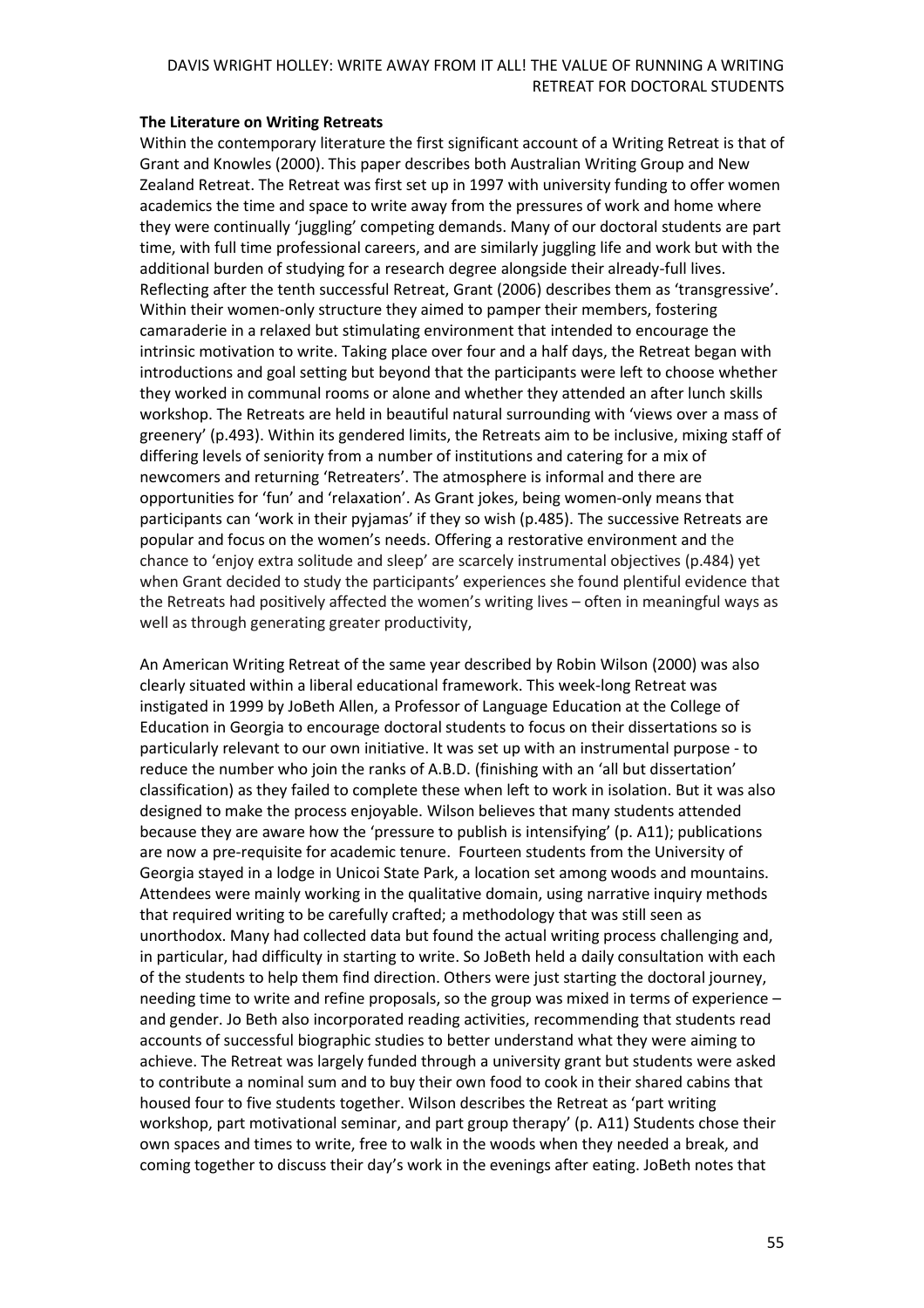**The Literature on Writing Retreats**

Within the contemporary literature the first significant account of a Writing Retreat is that of Grant and Knowles (2000). This paper describes both Australian Writing Group and New Zealand Retreat. The Retreat was first set up in 1997 with university funding to offer women academics the time and space to write away from the pressures of work and home where they were continually 'juggling' competing demands. Many of our doctoral students are part time, with full time professional careers, and are similarly juggling life and work but with the additional burden of studying for a research degree alongside their already-full lives. Reflecting after the tenth successful Retreat, Grant (2006) describes them as 'transgressive'. Within their women-only structure they aimed to pamper their members, fostering camaraderie in a relaxed but stimulating environment that intended to encourage the intrinsic motivation to write. Taking place over four and a half days, the Retreat began with introductions and goal setting but beyond that the participants were left to choose whether they worked in communal rooms or alone and whether they attended an after lunch skills workshop. The Retreats are held in beautiful natural surrounding with 'views over a mass of greenery' (p.493). Within its gendered limits, the Retreats aim to be inclusive, mixing staff of differing levels of seniority from a number of institutions and catering for a mix of newcomers and returning 'Retreaters'. The atmosphere is informal and there are opportunities for 'fun' and 'relaxation'. As Grant jokes, being women-only means that participants can 'work in their pyjamas' if they so wish (p.485). The successive Retreats are popular and focus on the women's needs. Offering a restorative environment and the chance to 'enjoy extra solitude and sleep' are scarcely instrumental objectives (p.484) yet when Grant decided to study the participants' experiences she found plentiful evidence that the Retreats had positively affected the women's writing lives – often in meaningful ways as well as through generating greater productivity,

An American Writing Retreat of the same year described by Robin Wilson (2000) was also clearly situated within a liberal educational framework. This week-long Retreat was instigated in 1999 by JoBeth Allen, a Professor of Language Education at the College of Education in Georgia to encourage doctoral students to focus on their dissertations so is particularly relevant to our own initiative. It was set up with an instrumental purpose - to reduce the number who join the ranks of A.B.D. (finishing with an 'all but dissertation' classification) as they failed to complete these when left to work in isolation. But it was also designed to make the process enjoyable. Wilson believes that many students attended because they are aware how the 'pressure to publish is intensifying' (p. A11); publications are now a pre-requisite for academic tenure. Fourteen students from the University of Georgia stayed in a lodge in Unicoi State Park, a location set among woods and mountains. Attendees were mainly working in the qualitative domain, using narrative inquiry methods that required writing to be carefully crafted; a methodology that was still seen as unorthodox. Many had collected data but found the actual writing process challenging and, in particular, had difficulty in starting to write. So JoBeth held a daily consultation with each of the students to help them find direction. Others were just starting the doctoral journey, needing time to write and refine proposals, so the group was mixed in terms of experience – and gender. Jo Beth also incorporated reading activities, recommending that students read accounts of successful biographic studies to better understand what they were aiming to achieve. The Retreat was largely funded through a university grant but students were asked to contribute a nominal sum and to buy their own food to cook in their shared cabins that housed four to five students together. Wilson describes the Retreat as 'part writing workshop, part motivational seminar, and part group therapy' (p. A11) Students chose their own spaces and times to write, free to walk in the woods when they needed a break, and coming together to discuss their day's work in the evenings after eating. JoBeth notes that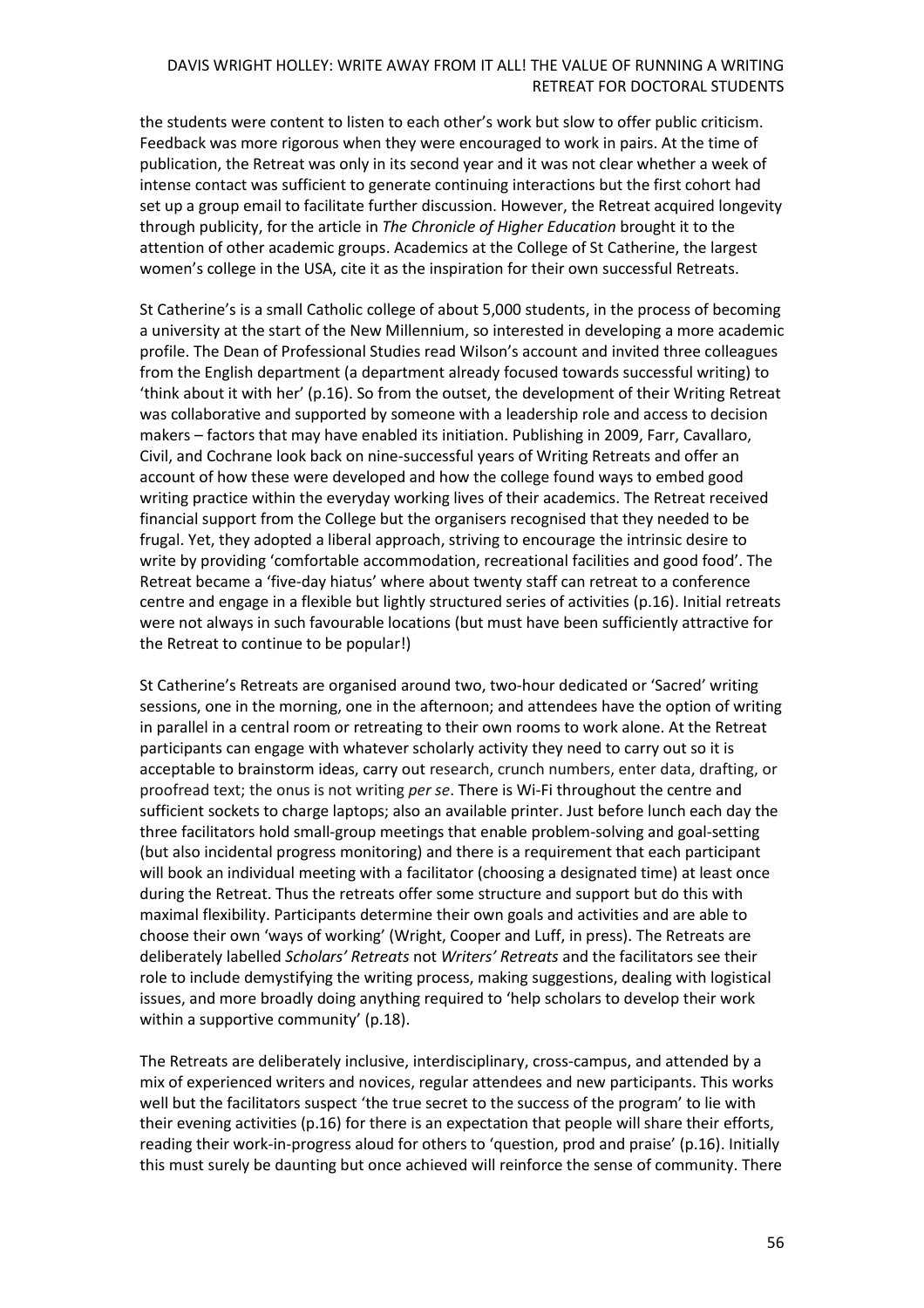the students were content to listen to each other's work but slow to offer public criticism. Feedback was more rigorous when they were encouraged to work in pairs. At the time of publication, the Retreat was only in its second year and it was not clear whether a week of intense contact was sufficient to generate continuing interactions but the first cohort had set up a group email to facilitate further discussion. However, the Retreat acquired longevity through publicity, for the article in *The Chronicle of Higher Education* brought it to the attention of other academic groups. Academics at the College of St Catherine, the largest women's college in the USA, cite it as the inspiration for their own successful Retreats.

St Catherine's is a small Catholic college of about 5,000 students, in the process of becoming a university at the start of the New Millennium, so interested in developing a more academic profile. The Dean of Professional Studies read Wilson's account and invited three colleagues from the English department (a department already focused towards successful writing) to 'think about it with her' (p.16). So from the outset, the development of their Writing Retreat was collaborative and supported by someone with a leadership role and access to decision makers – factors that may have enabled its initiation. Publishing in 2009, Farr, Cavallaro, Civil, and Cochrane look back on nine-successful years of Writing Retreats and offer an account of how these were developed and how the college found ways to embed good writing practice within the everyday working lives of their academics. The Retreat received financial support from the College but the organisers recognised that they needed to be frugal. Yet, they adopted a liberal approach, striving to encourage the intrinsic desire to write by providing 'comfortable accommodation, recreational facilities and good food'. The Retreat became a 'five-day hiatus' where about twenty staff can retreat to a conference centre and engage in a flexible but lightly structured series of activities (p.16). Initial retreats were not always in such favourable locations (but must have been sufficiently attractive for the Retreat to continue to be popular!)

St Catherine's Retreats are organised around two, two-hour dedicated or 'Sacred' writing sessions, one in the morning, one in the afternoon; and attendees have the option of writing in parallel in a central room or retreating to their own rooms to work alone. At the Retreat participants can engage with whatever scholarly activity they need to carry out so it is acceptable to brainstorm ideas, carry out research, crunch numbers, enter data, drafting, or proofread text; the onus is not writing *per se*. There is Wi-Fi throughout the centre and sufficient sockets to charge laptops; also an available printer. Just before lunch each day the three facilitators hold small-group meetings that enable problem-solving and goal-setting (but also incidental progress monitoring) and there is a requirement that each participant will book an individual meeting with a facilitator (choosing a designated time) at least once during the Retreat. Thus the retreats offer some structure and support but do this with maximal flexibility. Participants determine their own goals and activities and are able to choose their own 'ways of working' (Wright, Cooper and Luff, in press). The Retreats are deliberately labelled *Scholars' Retreats* not *Writers' Retreats* and the facilitators see their role to include demystifying the writing process, making suggestions, dealing with logistical issues, and more broadly doing anything required to 'help scholars to develop their work within a supportive community' (p.18).

The Retreats are deliberately inclusive, interdisciplinary, cross-campus, and attended by a mix of experienced writers and novices, regular attendees and new participants. This works well but the facilitators suspect 'the true secret to the success of the program' to lie with their evening activities (p.16) for there is an expectation that people will share their efforts, reading their work-in-progress aloud for others to 'question, prod and praise' (p.16). Initially this must surely be daunting but once achieved will reinforce the sense of community. There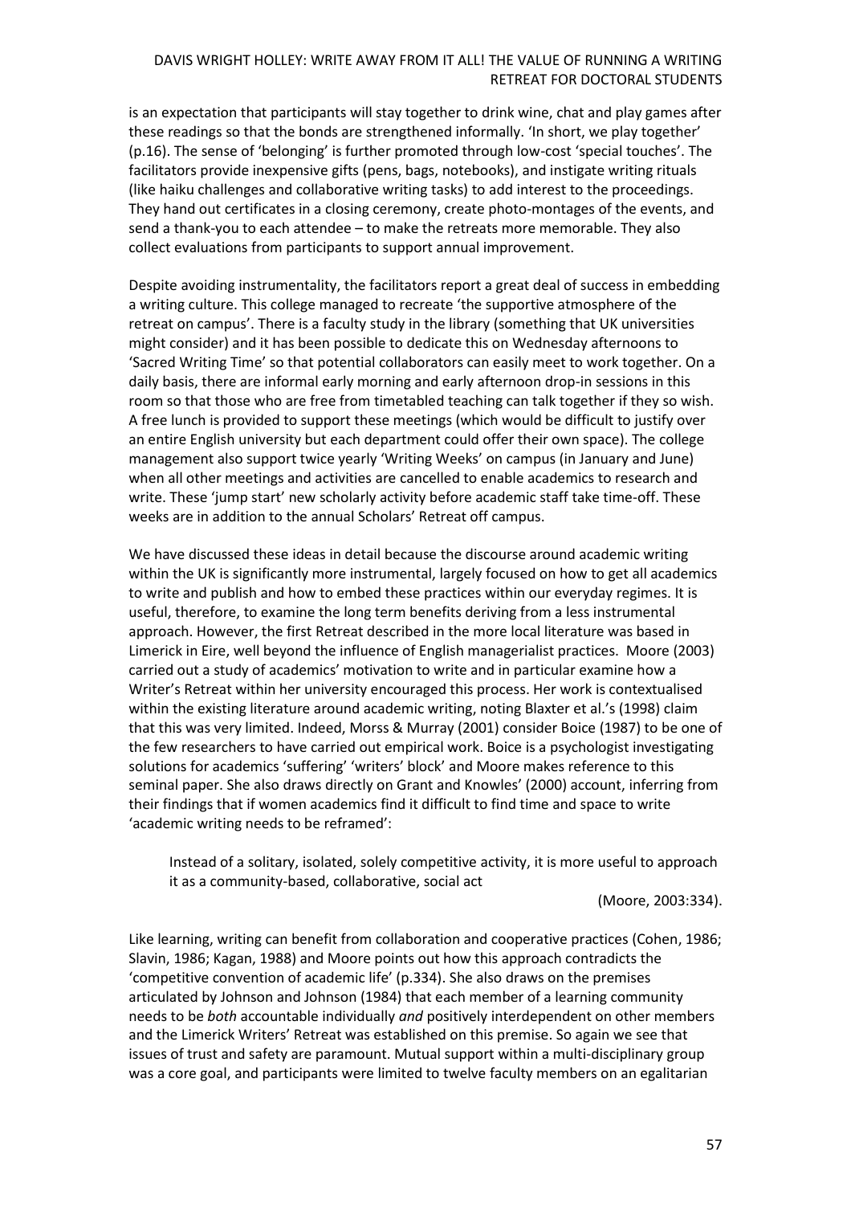is an expectation that participants will stay together to drink wine, chat and play games after these readings so that the bonds are strengthened informally. 'In short, we play together' (p.16). The sense of 'belonging' is further promoted through low-cost 'special touches'. The facilitators provide inexpensive gifts (pens, bags, notebooks), and instigate writing rituals (like haiku challenges and collaborative writing tasks) to add interest to the proceedings. They hand out certificates in a closing ceremony, create photo-montages of the events, and send a thank-you to each attendee – to make the retreats more memorable. They also collect evaluations from participants to support annual improvement.

Despite avoiding instrumentality, the facilitators report a great deal of success in embedding a writing culture. This college managed to recreate 'the supportive atmosphere of the retreat on campus'. There is a faculty study in the library (something that UK universities might consider) and it has been possible to dedicate this on Wednesday afternoons to 'Sacred Writing Time' so that potential collaborators can easily meet to work together. On a daily basis, there are informal early morning and early afternoon drop-in sessions in this room so that those who are free from timetabled teaching can talk together if they so wish. A free lunch is provided to support these meetings (which would be difficult to justify over an entire English university but each department could offer their own space). The college management also support twice yearly 'Writing Weeks' on campus (in January and June) when all other meetings and activities are cancelled to enable academics to research and write. These 'jump start' new scholarly activity before academic staff take time-off. These weeks are in addition to the annual Scholars' Retreat off campus.

We have discussed these ideas in detail because the discourse around academic writing within the UK is significantly more instrumental, largely focused on how to get all academics to write and publish and how to embed these practices within our everyday regimes. It is useful, therefore, to examine the long term benefits deriving from a less instrumental approach. However, the first Retreat described in the more local literature was based in Limerick in Eire, well beyond the influence of English managerialist practices. Moore (2003) carried out a study of academics' motivation to write and in particular examine how a Writer's Retreat within her university encouraged this process. Her work is contextualised within the existing literature around academic writing, noting Blaxter et al.'s (1998) claim that this was very limited. Indeed, Morss & Murray (2001) consider Boice (1987) to be one of the few researchers to have carried out empirical work. Boice is a psychologist investigating solutions for academics 'suffering' 'writers' block' and Moore makes reference to this seminal paper. She also draws directly on Grant and Knowles' (2000) account, inferring from their findings that if women academics find it difficult to find time and space to write 'academic writing needs to be reframed':

> Instead of a solitary, isolated, solely competitive activity, it is more useful to approach it as a community-based, collaborative, social act
>
> (Moore, 2003:334).

Like learning, writing can benefit from collaboration and cooperative practices (Cohen, 1986; Slavin, 1986; Kagan, 1988) and Moore points out how this approach contradicts the 'competitive convention of academic life' (p.334). She also draws on the premises articulated by Johnson and Johnson (1984) that each member of a learning community needs to be *both* accountable individually *and* positively interdependent on other members and the Limerick Writers' Retreat was established on this premise. So again we see that issues of trust and safety are paramount. Mutual support within a multi-disciplinary group was a core goal, and participants were limited to twelve faculty members on an egalitarian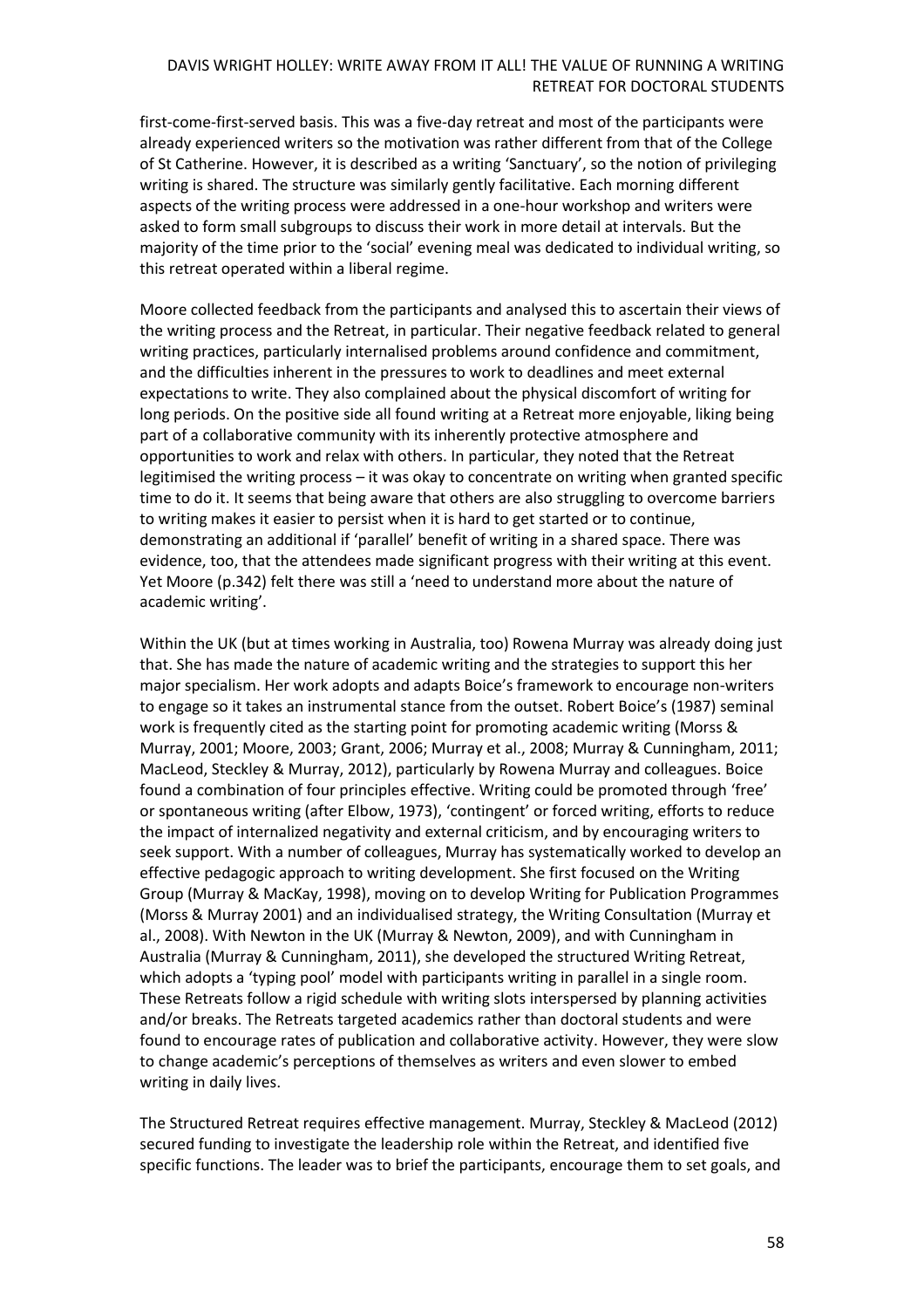first-come-first-served basis. This was a five-day retreat and most of the participants were already experienced writers so the motivation was rather different from that of the College of St Catherine. However, it is described as a writing 'Sanctuary', so the notion of privileging writing is shared. The structure was similarly gently facilitative. Each morning different aspects of the writing process were addressed in a one-hour workshop and writers were asked to form small subgroups to discuss their work in more detail at intervals. But the majority of the time prior to the 'social' evening meal was dedicated to individual writing, so this retreat operated within a liberal regime.

Moore collected feedback from the participants and analysed this to ascertain their views of the writing process and the Retreat, in particular. Their negative feedback related to general writing practices, particularly internalised problems around confidence and commitment, and the difficulties inherent in the pressures to work to deadlines and meet external expectations to write. They also complained about the physical discomfort of writing for long periods. On the positive side all found writing at a Retreat more enjoyable, liking being part of a collaborative community with its inherently protective atmosphere and opportunities to work and relax with others. In particular, they noted that the Retreat legitimised the writing process – it was okay to concentrate on writing when granted specific time to do it. It seems that being aware that others are also struggling to overcome barriers to writing makes it easier to persist when it is hard to get started or to continue, demonstrating an additional if 'parallel' benefit of writing in a shared space. There was evidence, too, that the attendees made significant progress with their writing at this event. Yet Moore (p.342) felt there was still a 'need to understand more about the nature of academic writing'.

Within the UK (but at times working in Australia, too) Rowena Murray was already doing just that. She has made the nature of academic writing and the strategies to support this her major specialism. Her work adopts and adapts Boice's framework to encourage non-writers to engage so it takes an instrumental stance from the outset. Robert Boice's (1987) seminal work is frequently cited as the starting point for promoting academic writing (Morss & Murray, 2001; Moore, 2003; Grant, 2006; Murray et al., 2008; Murray & Cunningham, 2011; MacLeod, Steckley & Murray, 2012), particularly by Rowena Murray and colleagues. Boice found a combination of four principles effective. Writing could be promoted through 'free' or spontaneous writing (after Elbow, 1973), 'contingent' or forced writing, efforts to reduce the impact of internalized negativity and external criticism, and by encouraging writers to seek support. With a number of colleagues, Murray has systematically worked to develop an effective pedagogic approach to writing development. She first focused on the Writing Group (Murray & MacKay, 1998), moving on to develop Writing for Publication Programmes (Morss & Murray 2001) and an individualised strategy, the Writing Consultation (Murray et al., 2008). With Newton in the UK (Murray & Newton, 2009), and with Cunningham in Australia (Murray & Cunningham, 2011), she developed the structured Writing Retreat, which adopts a 'typing pool' model with participants writing in parallel in a single room. These Retreats follow a rigid schedule with writing slots interspersed by planning activities and/or breaks. The Retreats targeted academics rather than doctoral students and were found to encourage rates of publication and collaborative activity. However, they were slow to change academic's perceptions of themselves as writers and even slower to embed writing in daily lives.

The Structured Retreat requires effective management. Murray, Steckley & MacLeod (2012) secured funding to investigate the leadership role within the Retreat, and identified five specific functions. The leader was to brief the participants, encourage them to set goals, and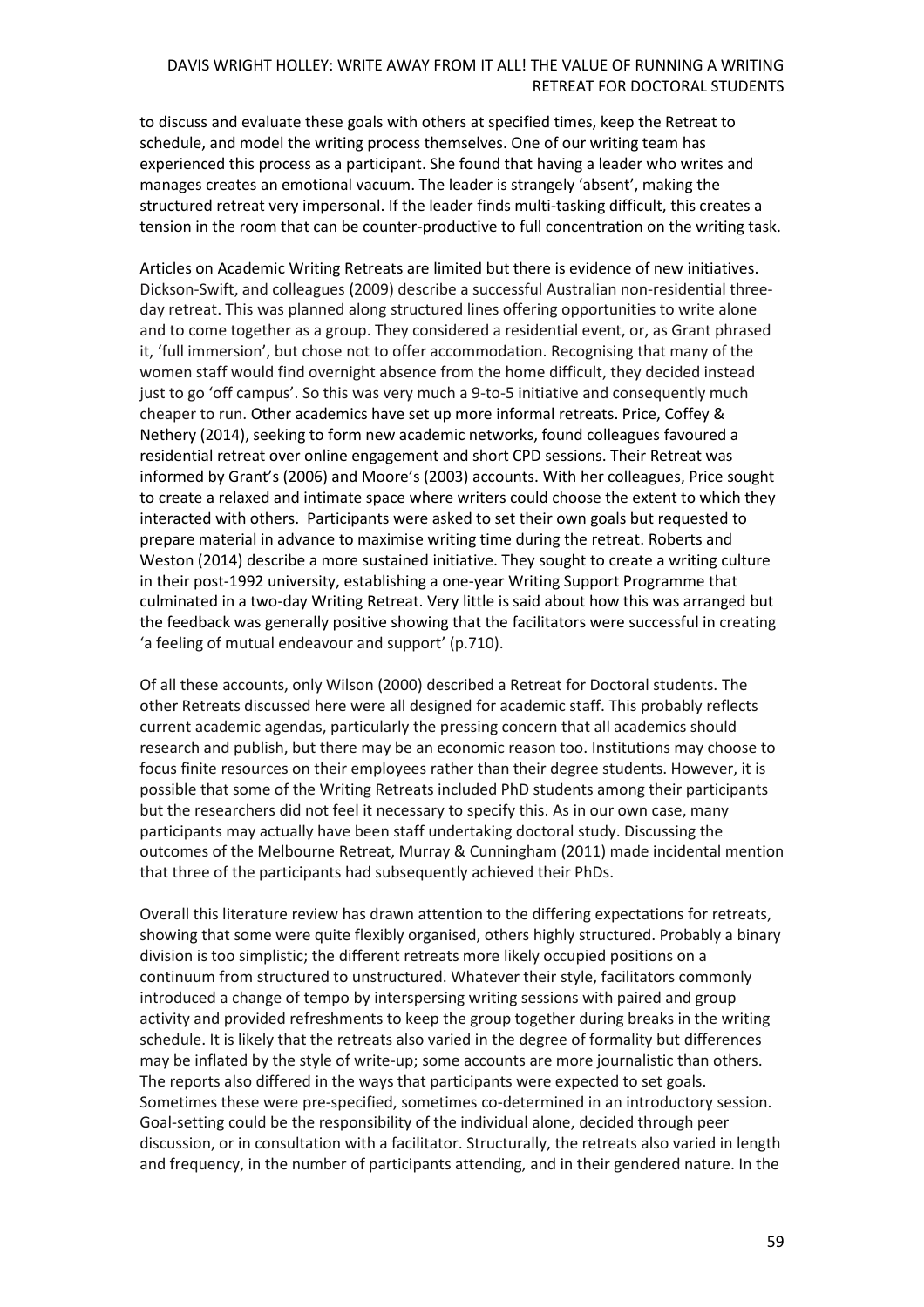to discuss and evaluate these goals with others at specified times, keep the Retreat to schedule, and model the writing process themselves. One of our writing team has experienced this process as a participant. She found that having a leader who writes and manages creates an emotional vacuum. The leader is strangely 'absent', making the structured retreat very impersonal. If the leader finds multi-tasking difficult, this creates a tension in the room that can be counter-productive to full concentration on the writing task.

Articles on Academic Writing Retreats are limited but there is evidence of new initiatives. Dickson-Swift, and colleagues (2009) describe a successful Australian non-residential three-day retreat. This was planned along structured lines offering opportunities to write alone and to come together as a group. They considered a residential event, or, as Grant phrased it, 'full immersion', but chose not to offer accommodation. Recognising that many of the women staff would find overnight absence from the home difficult, they decided instead just to go 'off campus'. So this was very much a 9-to-5 initiative and consequently much cheaper to run. Other academics have set up more informal retreats. Price, Coffey & Nethery (2014), seeking to form new academic networks, found colleagues favoured a residential retreat over online engagement and short CPD sessions. Their Retreat was informed by Grant's (2006) and Moore's (2003) accounts. With her colleagues, Price sought to create a relaxed and intimate space where writers could choose the extent to which they interacted with others. Participants were asked to set their own goals but requested to prepare material in advance to maximise writing time during the retreat. Roberts and Weston (2014) describe a more sustained initiative. They sought to create a writing culture in their post-1992 university, establishing a one-year Writing Support Programme that culminated in a two-day Writing Retreat. Very little is said about how this was arranged but the feedback was generally positive showing that the facilitators were successful in creating 'a feeling of mutual endeavour and support' (p.710).

Of all these accounts, only Wilson (2000) described a Retreat for Doctoral students. The other Retreats discussed here were all designed for academic staff. This probably reflects current academic agendas, particularly the pressing concern that all academics should research and publish, but there may be an economic reason too. Institutions may choose to focus finite resources on their employees rather than their degree students. However, it is possible that some of the Writing Retreats included PhD students among their participants but the researchers did not feel it necessary to specify this. As in our own case, many participants may actually have been staff undertaking doctoral study. Discussing the outcomes of the Melbourne Retreat, Murray & Cunningham (2011) made incidental mention that three of the participants had subsequently achieved their PhDs.

Overall this literature review has drawn attention to the differing expectations for retreats, showing that some were quite flexibly organised, others highly structured. Probably a binary division is too simplistic; the different retreats more likely occupied positions on a continuum from structured to unstructured. Whatever their style, facilitators commonly introduced a change of tempo by interspersing writing sessions with paired and group activity and provided refreshments to keep the group together during breaks in the writing schedule. It is likely that the retreats also varied in the degree of formality but differences may be inflated by the style of write-up; some accounts are more journalistic than others. The reports also differed in the ways that participants were expected to set goals. Sometimes these were pre-specified, sometimes co-determined in an introductory session. Goal-setting could be the responsibility of the individual alone, decided through peer discussion, or in consultation with a facilitator. Structurally, the retreats also varied in length and frequency, in the number of participants attending, and in their gendered nature. In the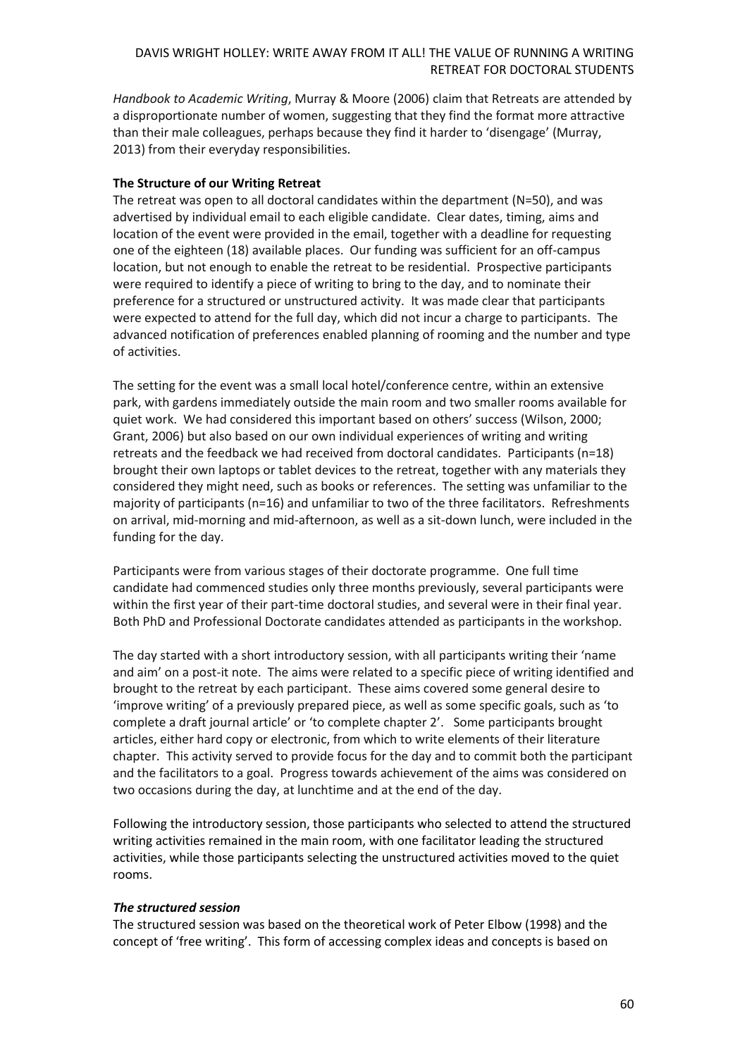*Handbook to Academic Writing*, Murray & Moore (2006) claim that Retreats are attended by a disproportionate number of women, suggesting that they find the format more attractive than their male colleagues, perhaps because they find it harder to 'disengage' (Murray, 2013) from their everyday responsibilities.

**The Structure of our Writing Retreat**

The retreat was open to all doctoral candidates within the department (N=50), and was advertised by individual email to each eligible candidate. Clear dates, timing, aims and location of the event were provided in the email, together with a deadline for requesting one of the eighteen (18) available places. Our funding was sufficient for an off-campus location, but not enough to enable the retreat to be residential. Prospective participants were required to identify a piece of writing to bring to the day, and to nominate their preference for a structured or unstructured activity. It was made clear that participants were expected to attend for the full day, which did not incur a charge to participants. The advanced notification of preferences enabled planning of rooming and the number and type of activities.

The setting for the event was a small local hotel/conference centre, within an extensive park, with gardens immediately outside the main room and two smaller rooms available for quiet work. We had considered this important based on others' success (Wilson, 2000; Grant, 2006) but also based on our own individual experiences of writing and writing retreats and the feedback we had received from doctoral candidates. Participants (n=18) brought their own laptops or tablet devices to the retreat, together with any materials they considered they might need, such as books or references. The setting was unfamiliar to the majority of participants (n=16) and unfamiliar to two of the three facilitators. Refreshments on arrival, mid-morning and mid-afternoon, as well as a sit-down lunch, were included in the funding for the day.

Participants were from various stages of their doctorate programme. One full time candidate had commenced studies only three months previously, several participants were within the first year of their part-time doctoral studies, and several were in their final year. Both PhD and Professional Doctorate candidates attended as participants in the workshop.

The day started with a short introductory session, with all participants writing their 'name and aim' on a post-it note. The aims were related to a specific piece of writing identified and brought to the retreat by each participant. These aims covered some general desire to 'improve writing' of a previously prepared piece, as well as some specific goals, such as 'to complete a draft journal article' or 'to complete chapter 2'. Some participants brought articles, either hard copy or electronic, from which to write elements of their literature chapter. This activity served to provide focus for the day and to commit both the participant and the facilitators to a goal. Progress towards achievement of the aims was considered on two occasions during the day, at lunchtime and at the end of the day.

Following the introductory session, those participants who selected to attend the structured writing activities remained in the main room, with one facilitator leading the structured activities, while those participants selecting the unstructured activities moved to the quiet rooms.

***The structured session***

The structured session was based on the theoretical work of Peter Elbow (1998) and the concept of 'free writing'. This form of accessing complex ideas and concepts is based on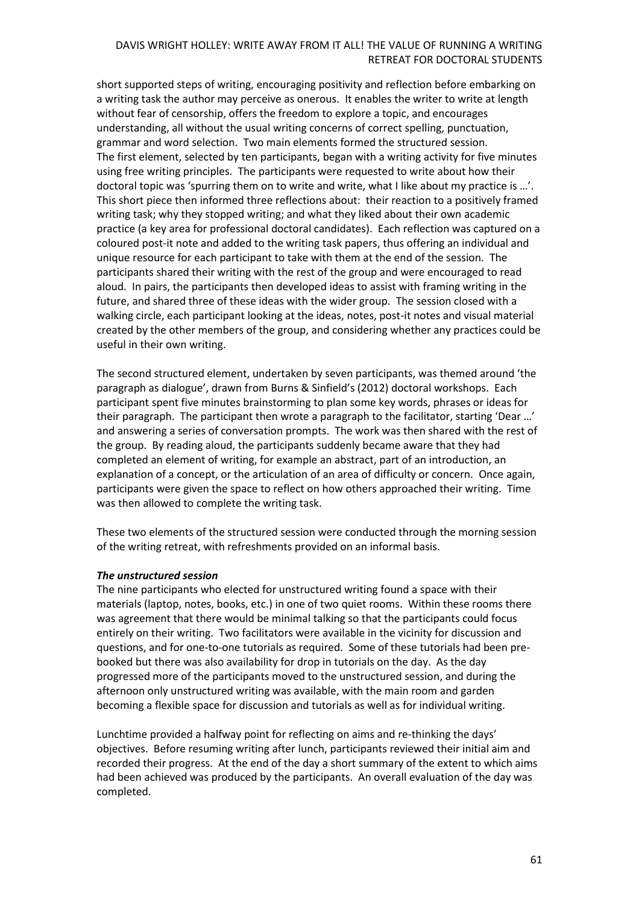short supported steps of writing, encouraging positivity and reflection before embarking on a writing task the author may perceive as onerous. It enables the writer to write at length without fear of censorship, offers the freedom to explore a topic, and encourages understanding, all without the usual writing concerns of correct spelling, punctuation, grammar and word selection. Two main elements formed the structured session.
The first element, selected by ten participants, began with a writing activity for five minutes using free writing principles. The participants were requested to write about how their doctoral topic was 'spurring them on to write and write, what I like about my practice is …'. This short piece then informed three reflections about: their reaction to a positively framed writing task; why they stopped writing; and what they liked about their own academic practice (a key area for professional doctoral candidates). Each reflection was captured on a coloured post-it note and added to the writing task papers, thus offering an individual and unique resource for each participant to take with them at the end of the session. The participants shared their writing with the rest of the group and were encouraged to read aloud. In pairs, the participants then developed ideas to assist with framing writing in the future, and shared three of these ideas with the wider group. The session closed with a walking circle, each participant looking at the ideas, notes, post-it notes and visual material created by the other members of the group, and considering whether any practices could be useful in their own writing.

The second structured element, undertaken by seven participants, was themed around 'the paragraph as dialogue', drawn from Burns & Sinfield's (2012) doctoral workshops. Each participant spent five minutes brainstorming to plan some key words, phrases or ideas for their paragraph. The participant then wrote a paragraph to the facilitator, starting 'Dear …' and answering a series of conversation prompts. The work was then shared with the rest of the group. By reading aloud, the participants suddenly became aware that they had completed an element of writing, for example an abstract, part of an introduction, an explanation of a concept, or the articulation of an area of difficulty or concern. Once again, participants were given the space to reflect on how others approached their writing. Time was then allowed to complete the writing task.

These two elements of the structured session were conducted through the morning session of the writing retreat, with refreshments provided on an informal basis.

***The unstructured session***

The nine participants who elected for unstructured writing found a space with their materials (laptop, notes, books, etc.) in one of two quiet rooms. Within these rooms there was agreement that there would be minimal talking so that the participants could focus entirely on their writing. Two facilitators were available in the vicinity for discussion and questions, and for one-to-one tutorials as required. Some of these tutorials had been pre-booked but there was also availability for drop in tutorials on the day. As the day progressed more of the participants moved to the unstructured session, and during the afternoon only unstructured writing was available, with the main room and garden becoming a flexible space for discussion and tutorials as well as for individual writing.

Lunchtime provided a halfway point for reflecting on aims and re-thinking the days' objectives. Before resuming writing after lunch, participants reviewed their initial aim and recorded their progress. At the end of the day a short summary of the extent to which aims had been achieved was produced by the participants. An overall evaluation of the day was completed.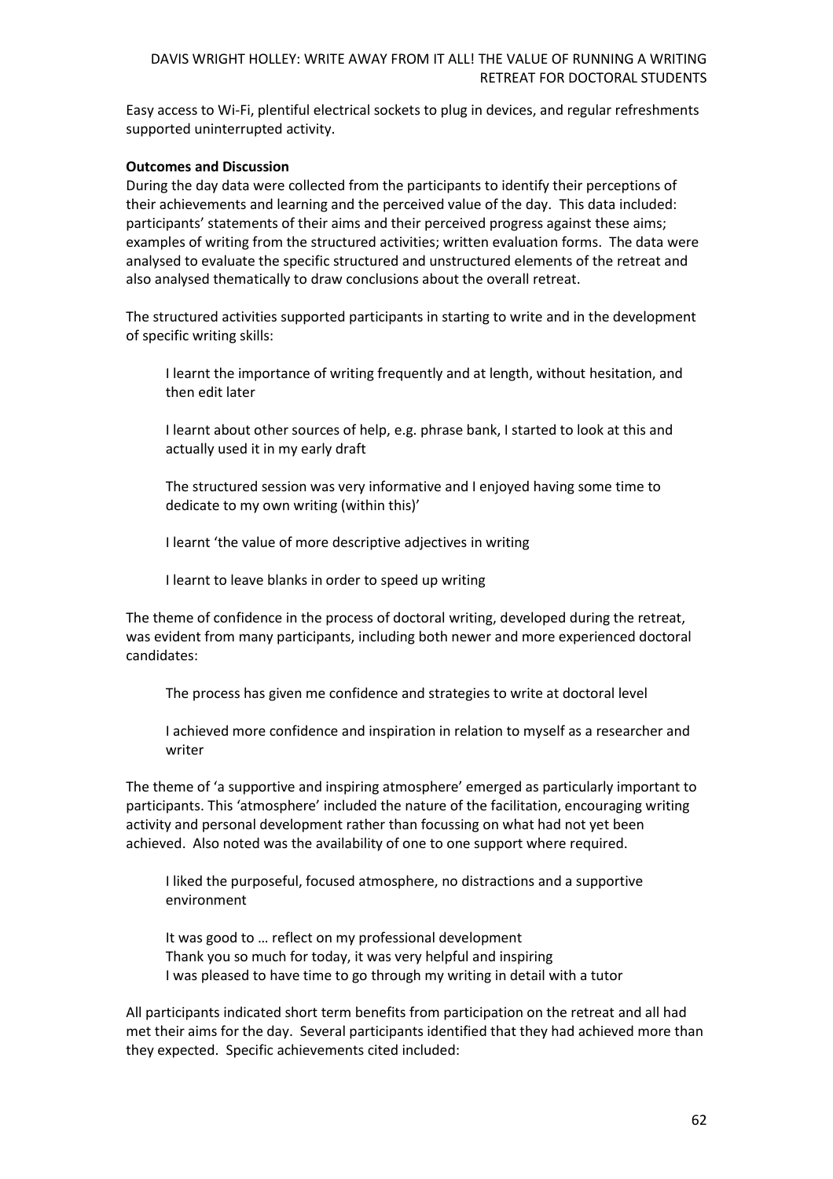Easy access to Wi-Fi, plentiful electrical sockets to plug in devices, and regular refreshments supported uninterrupted activity.

**Outcomes and Discussion**

During the day data were collected from the participants to identify their perceptions of their achievements and learning and the perceived value of the day. This data included: participants' statements of their aims and their perceived progress against these aims; examples of writing from the structured activities; written evaluation forms. The data were analysed to evaluate the specific structured and unstructured elements of the retreat and also analysed thematically to draw conclusions about the overall retreat.

The structured activities supported participants in starting to write and in the development of specific writing skills:

> I learnt the importance of writing frequently and at length, without hesitation, and then edit later
>
> I learnt about other sources of help, e.g. phrase bank, I started to look at this and actually used it in my early draft
>
> The structured session was very informative and I enjoyed having some time to dedicate to my own writing (within this)'
>
> I learnt 'the value of more descriptive adjectives in writing
>
> I learnt to leave blanks in order to speed up writing

The theme of confidence in the process of doctoral writing, developed during the retreat, was evident from many participants, including both newer and more experienced doctoral candidates:

> The process has given me confidence and strategies to write at doctoral level
>
> I achieved more confidence and inspiration in relation to myself as a researcher and writer

The theme of 'a supportive and inspiring atmosphere' emerged as particularly important to participants. This 'atmosphere' included the nature of the facilitation, encouraging writing activity and personal development rather than focussing on what had not yet been achieved. Also noted was the availability of one to one support where required.

> I liked the purposeful, focused atmosphere, no distractions and a supportive environment
>
> It was good to … reflect on my professional development
> Thank you so much for today, it was very helpful and inspiring
> I was pleased to have time to go through my writing in detail with a tutor

All participants indicated short term benefits from participation on the retreat and all had met their aims for the day. Several participants identified that they had achieved more than they expected. Specific achievements cited included: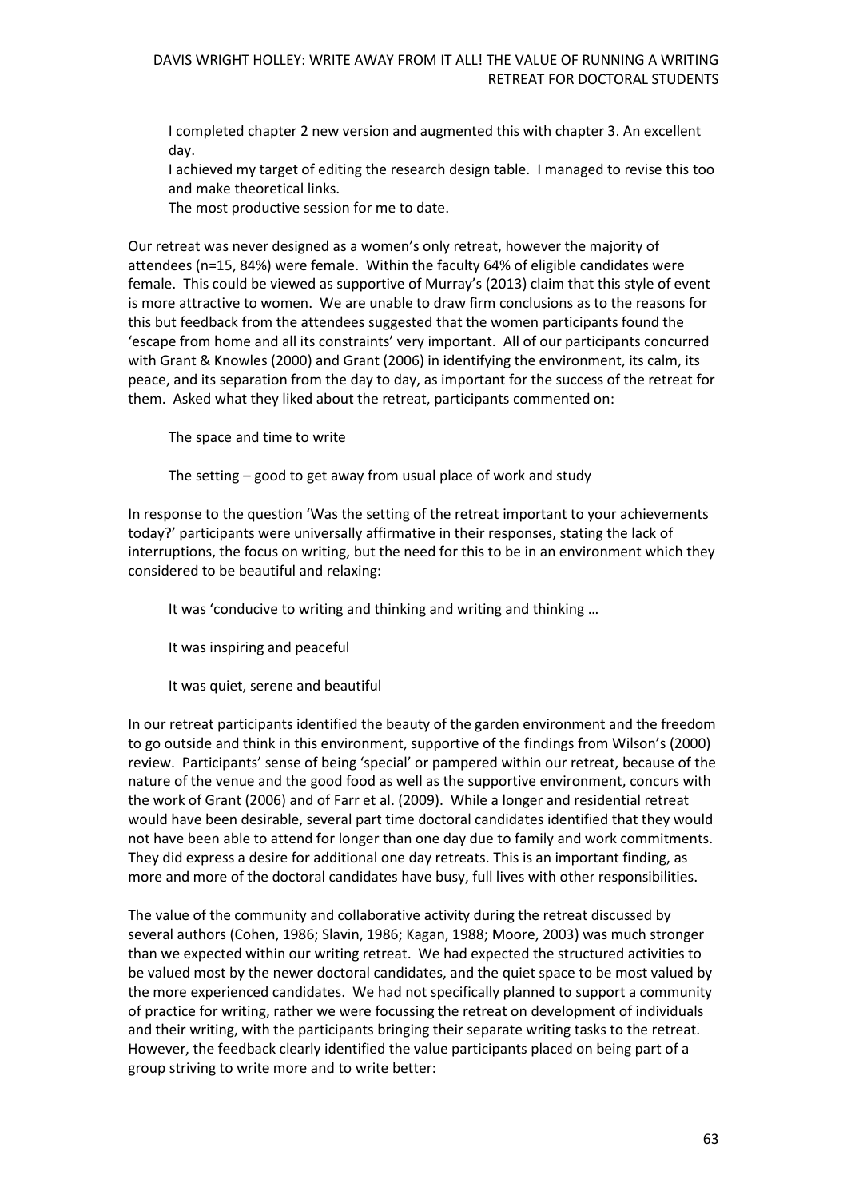> I completed chapter 2 new version and augmented this with chapter 3. An excellent day.
>
> I achieved my target of editing the research design table. I managed to revise this too and make theoretical links.
>
> The most productive session for me to date.

Our retreat was never designed as a women's only retreat, however the majority of attendees (n=15, 84%) were female. Within the faculty 64% of eligible candidates were female. This could be viewed as supportive of Murray's (2013) claim that this style of event is more attractive to women. We are unable to draw firm conclusions as to the reasons for this but feedback from the attendees suggested that the women participants found the 'escape from home and all its constraints' very important. All of our participants concurred with Grant & Knowles (2000) and Grant (2006) in identifying the environment, its calm, its peace, and its separation from the day to day, as important for the success of the retreat for them. Asked what they liked about the retreat, participants commented on:

> The space and time to write
>
> The setting – good to get away from usual place of work and study

In response to the question 'Was the setting of the retreat important to your achievements today?' participants were universally affirmative in their responses, stating the lack of interruptions, the focus on writing, but the need for this to be in an environment which they considered to be beautiful and relaxing:

> It was 'conducive to writing and thinking and writing and thinking …
>
> It was inspiring and peaceful
>
> It was quiet, serene and beautiful

In our retreat participants identified the beauty of the garden environment and the freedom to go outside and think in this environment, supportive of the findings from Wilson's (2000) review. Participants' sense of being 'special' or pampered within our retreat, because of the nature of the venue and the good food as well as the supportive environment, concurs with the work of Grant (2006) and of Farr et al. (2009). While a longer and residential retreat would have been desirable, several part time doctoral candidates identified that they would not have been able to attend for longer than one day due to family and work commitments. They did express a desire for additional one day retreats. This is an important finding, as more and more of the doctoral candidates have busy, full lives with other responsibilities.

The value of the community and collaborative activity during the retreat discussed by several authors (Cohen, 1986; Slavin, 1986; Kagan, 1988; Moore, 2003) was much stronger than we expected within our writing retreat. We had expected the structured activities to be valued most by the newer doctoral candidates, and the quiet space to be most valued by the more experienced candidates. We had not specifically planned to support a community of practice for writing, rather we were focussing the retreat on development of individuals and their writing, with the participants bringing their separate writing tasks to the retreat. However, the feedback clearly identified the value participants placed on being part of a group striving to write more and to write better: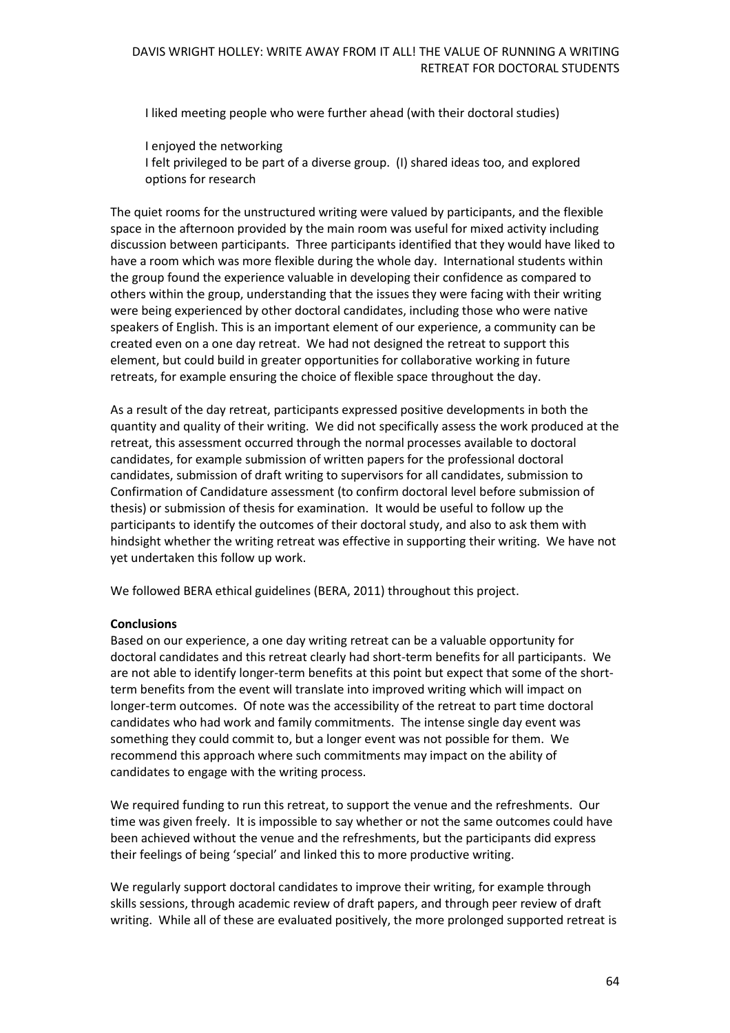> I liked meeting people who were further ahead (with their doctoral studies)
>
> I enjoyed the networking
> I felt privileged to be part of a diverse group. (I) shared ideas too, and explored options for research

The quiet rooms for the unstructured writing were valued by participants, and the flexible space in the afternoon provided by the main room was useful for mixed activity including discussion between participants. Three participants identified that they would have liked to have a room which was more flexible during the whole day. International students within the group found the experience valuable in developing their confidence as compared to others within the group, understanding that the issues they were facing with their writing were being experienced by other doctoral candidates, including those who were native speakers of English. This is an important element of our experience, a community can be created even on a one day retreat. We had not designed the retreat to support this element, but could build in greater opportunities for collaborative working in future retreats, for example ensuring the choice of flexible space throughout the day.

As a result of the day retreat, participants expressed positive developments in both the quantity and quality of their writing. We did not specifically assess the work produced at the retreat, this assessment occurred through the normal processes available to doctoral candidates, for example submission of written papers for the professional doctoral candidates, submission of draft writing to supervisors for all candidates, submission to Confirmation of Candidature assessment (to confirm doctoral level before submission of thesis) or submission of thesis for examination. It would be useful to follow up the participants to identify the outcomes of their doctoral study, and also to ask them with hindsight whether the writing retreat was effective in supporting their writing. We have not yet undertaken this follow up work.

We followed BERA ethical guidelines (BERA, 2011) throughout this project.

**Conclusions**

Based on our experience, a one day writing retreat can be a valuable opportunity for doctoral candidates and this retreat clearly had short-term benefits for all participants. We are not able to identify longer-term benefits at this point but expect that some of the short-term benefits from the event will translate into improved writing which will impact on longer-term outcomes. Of note was the accessibility of the retreat to part time doctoral candidates who had work and family commitments. The intense single day event was something they could commit to, but a longer event was not possible for them. We recommend this approach where such commitments may impact on the ability of candidates to engage with the writing process.

We required funding to run this retreat, to support the venue and the refreshments. Our time was given freely. It is impossible to say whether or not the same outcomes could have been achieved without the venue and the refreshments, but the participants did express their feelings of being 'special' and linked this to more productive writing.

We regularly support doctoral candidates to improve their writing, for example through skills sessions, through academic review of draft papers, and through peer review of draft writing. While all of these are evaluated positively, the more prolonged supported retreat is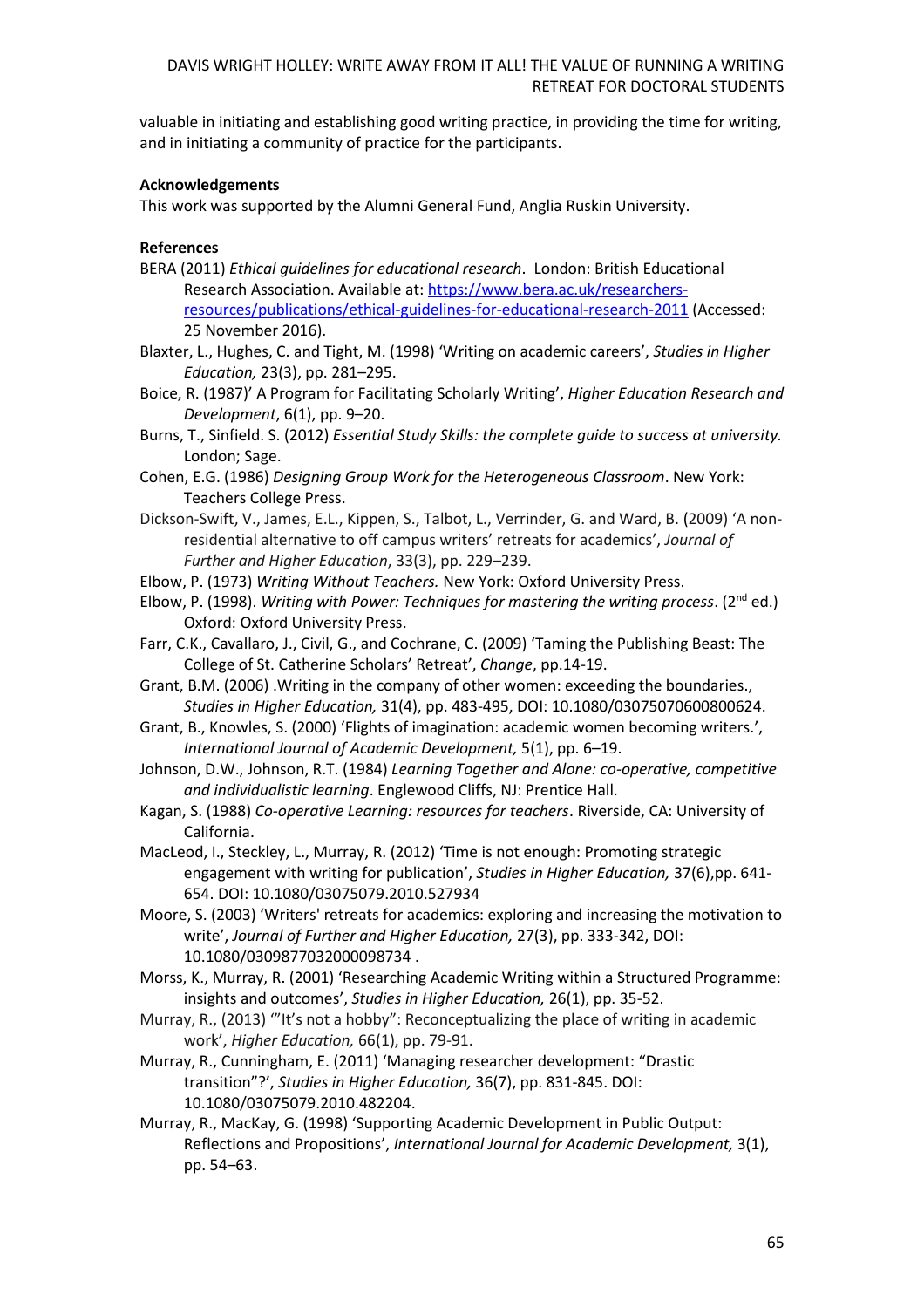valuable in initiating and establishing good writing practice, in providing the time for writing, and in initiating a community of practice for the participants.

**Acknowledgements**

This work was supported by the Alumni General Fund, Anglia Ruskin University.

**References**

BERA (2011) *Ethical guidelines for educational research*. London: British Educational Research Association. Available at: https://www.bera.ac.uk/researchers-resources/publications/ethical-guidelines-for-educational-research-2011 (Accessed: 25 November 2016).

Blaxter, L., Hughes, C. and Tight, M. (1998) 'Writing on academic careers', *Studies in Higher Education,* 23(3), pp. 281–295.

Boice, R. (1987)' A Program for Facilitating Scholarly Writing', *Higher Education Research and Development*, 6(1), pp. 9–20.

Burns, T., Sinfield. S. (2012) *Essential Study Skills: the complete guide to success at university.* London; Sage.

Cohen, E.G. (1986) *Designing Group Work for the Heterogeneous Classroom*. New York: Teachers College Press.

Dickson-Swift, V., James, E.L., Kippen, S., Talbot, L., Verrinder, G. and Ward, B. (2009) 'A non-residential alternative to off campus writers' retreats for academics', *Journal of Further and Higher Education*, 33(3), pp. 229–239.

Elbow, P. (1973) *Writing Without Teachers.* New York: Oxford University Press.

Elbow, P. (1998). *Writing with Power: Techniques for mastering the writing process*. (2nd ed.) Oxford: Oxford University Press.

Farr, C.K., Cavallaro, J., Civil, G., and Cochrane, C. (2009) 'Taming the Publishing Beast: The College of St. Catherine Scholars' Retreat', *Change*, pp.14-19.

Grant, B.M. (2006) .Writing in the company of other women: exceeding the boundaries., *Studies in Higher Education,* 31(4), pp. 483-495, DOI: 10.1080/03075070600800624.

Grant, B., Knowles, S. (2000) 'Flights of imagination: academic women becoming writers.', *International Journal of Academic Development,* 5(1), pp. 6–19.

Johnson, D.W., Johnson, R.T. (1984) *Learning Together and Alone: co-operative, competitive and individualistic learning*. Englewood Cliffs, NJ: Prentice Hall.

Kagan, S. (1988) *Co-operative Learning: resources for teachers*. Riverside, CA: University of California.

MacLeod, I., Steckley, L., Murray, R. (2012) 'Time is not enough: Promoting strategic engagement with writing for publication', *Studies in Higher Education,* 37(6),pp. 641-654. DOI: 10.1080/03075079.2010.527934

Moore, S. (2003) 'Writers' retreats for academics: exploring and increasing the motivation to write', *Journal of Further and Higher Education,* 27(3), pp. 333-342, DOI: 10.1080/0309877032000098734 .

Morss, K., Murray, R. (2001) 'Researching Academic Writing within a Structured Programme: insights and outcomes', *Studies in Higher Education,* 26(1), pp. 35-52.

Murray, R., (2013) '"It's not a hobby": Reconceptualizing the place of writing in academic work', *Higher Education,* 66(1), pp. 79-91.

Murray, R., Cunningham, E. (2011) 'Managing researcher development: "Drastic transition"?', *Studies in Higher Education,* 36(7), pp. 831-845. DOI: 10.1080/03075079.2010.482204.

Murray, R., MacKay, G. (1998) 'Supporting Academic Development in Public Output: Reflections and Propositions', *International Journal for Academic Development,* 3(1), pp. 54–63.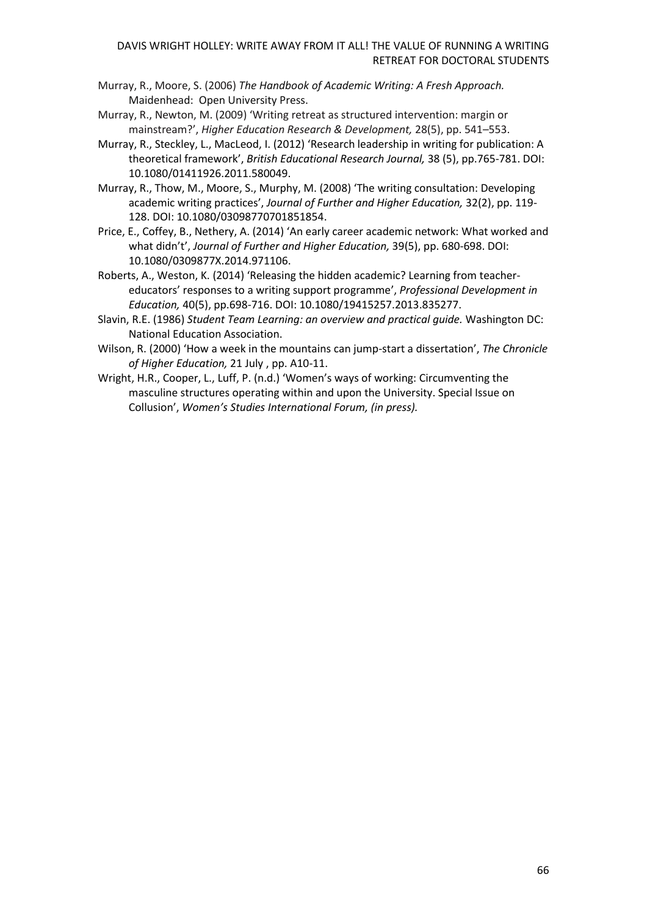Murray, R., Moore, S. (2006) *The Handbook of Academic Writing: A Fresh Approach.* Maidenhead: Open University Press.

Murray, R., Newton, M. (2009) 'Writing retreat as structured intervention: margin or mainstream?', *Higher Education Research & Development,* 28(5), pp. 541–553.

Murray, R., Steckley, L., MacLeod, I. (2012) 'Research leadership in writing for publication: A theoretical framework', *British Educational Research Journal,* 38 (5), pp.765-781. DOI: 10.1080/01411926.2011.580049.

Murray, R., Thow, M., Moore, S., Murphy, M. (2008) 'The writing consultation: Developing academic writing practices', *Journal of Further and Higher Education,* 32(2), pp. 119-128. DOI: 10.1080/03098770701851854.

Price, E., Coffey, B., Nethery, A. (2014) 'An early career academic network: What worked and what didn't', *Journal of Further and Higher Education,* 39(5), pp. 680-698. DOI: 10.1080/0309877X.2014.971106.

Roberts, A., Weston, K. (2014) 'Releasing the hidden academic? Learning from teacher-educators' responses to a writing support programme', *Professional Development in Education,* 40(5), pp.698-716. DOI: 10.1080/19415257.2013.835277.

Slavin, R.E. (1986) *Student Team Learning: an overview and practical guide.* Washington DC: National Education Association.

Wilson, R. (2000) 'How a week in the mountains can jump-start a dissertation', *The Chronicle of Higher Education,* 21 July , pp. A10-11.

Wright, H.R., Cooper, L., Luff, P. (n.d.) 'Women's ways of working: Circumventing the masculine structures operating within and upon the University. Special Issue on Collusion', *Women's Studies International Forum, (in press).*